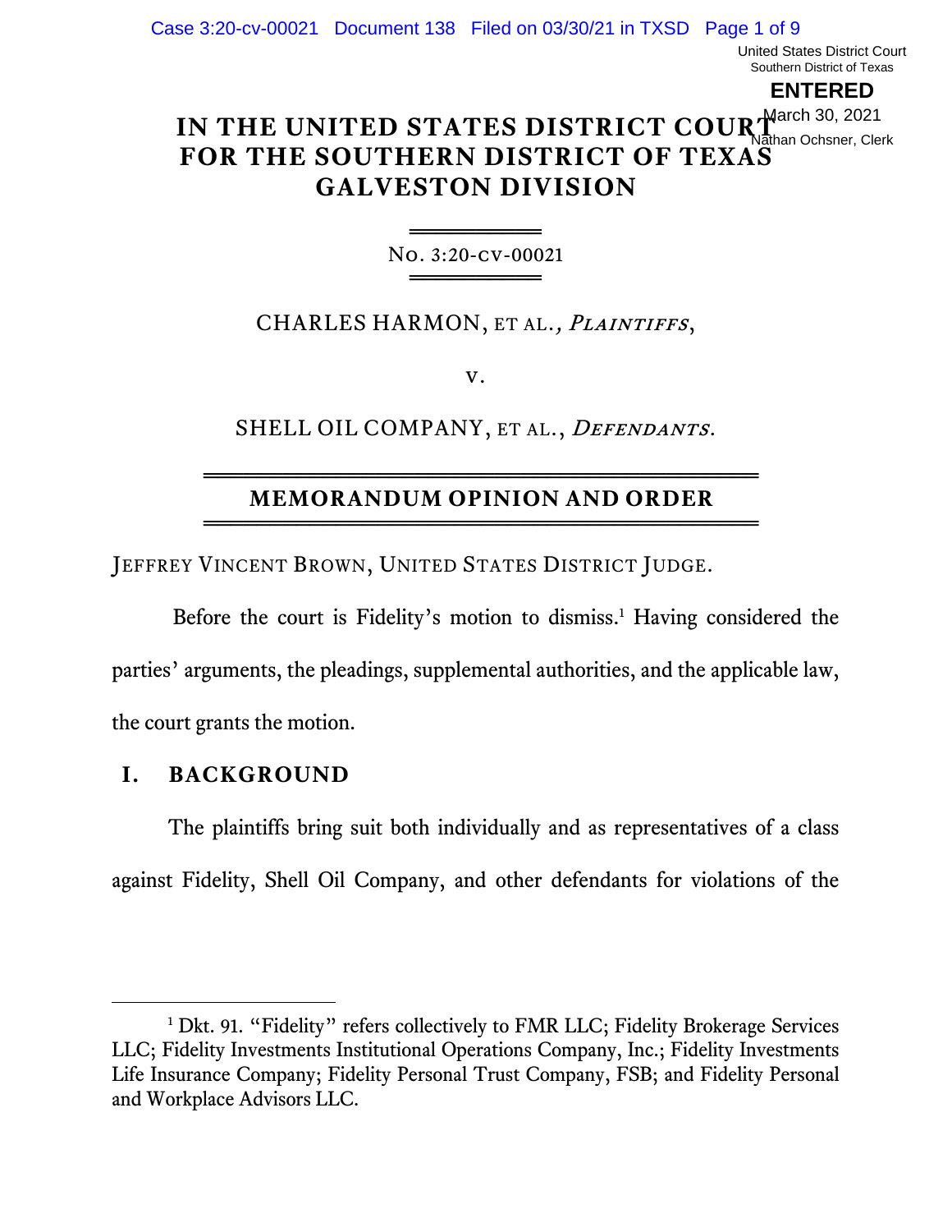United States District Court
Southern District of Texas

**ENTERED**

March 30, 2021

Nathan Ochsner, Clerk

# IN THE UNITED STATES DISTRICT COURT FOR THE SOUTHERN DISTRICT OF TEXAS GALVESTON DIVISION

No. 3:20-cv-00021

CHARLES HARMON, ET AL., *PLAINTIFFS*,

v.

SHELL OIL COMPANY, ET AL., *DEFENDANTS*.

## MEMORANDUM OPINION AND ORDER

JEFFREY VINCENT BROWN, UNITED STATES DISTRICT JUDGE.

Before the court is Fidelity's motion to dismiss.[1] Having considered the parties' arguments, the pleadings, supplemental authorities, and the applicable law, the court grants the motion.

## I. BACKGROUND

The plaintiffs bring suit both individually and as representatives of a class against Fidelity, Shell Oil Company, and other defendants for violations of the

---

[1] Dkt. 91. "Fidelity" refers collectively to FMR LLC; Fidelity Brokerage Services LLC; Fidelity Investments Institutional Operations Company, Inc.; Fidelity Investments Life Insurance Company; Fidelity Personal Trust Company, FSB; and Fidelity Personal and Workplace Advisors LLC.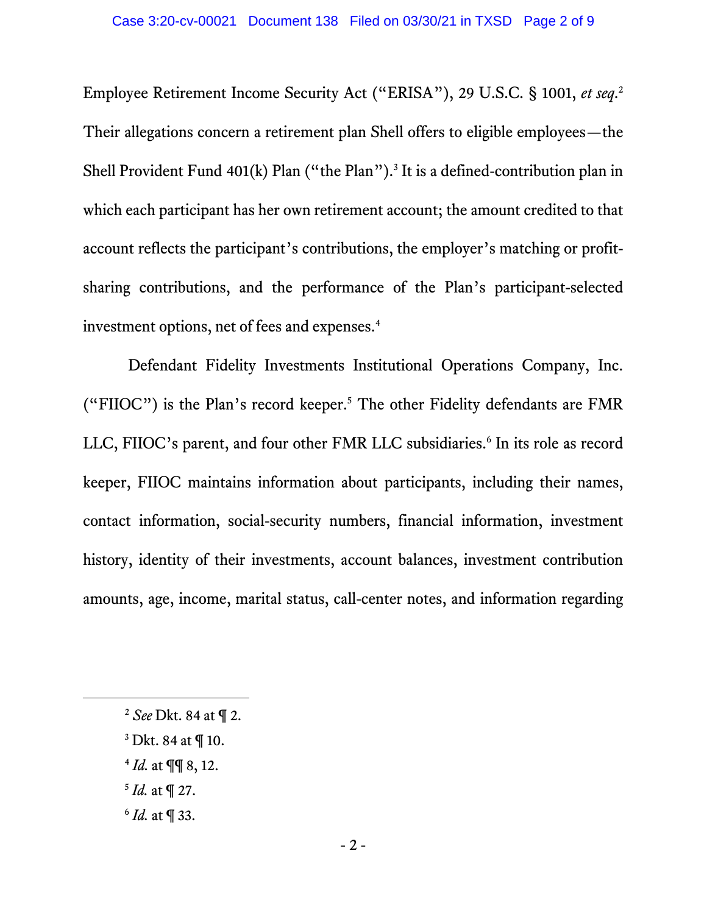Employee Retirement Income Security Act ("ERISA"), 29 U.S.C. § 1001, *et seq*.[2] Their allegations concern a retirement plan Shell offers to eligible employees—the Shell Provident Fund 401(k) Plan ("the Plan").[3] It is a defined-contribution plan in which each participant has her own retirement account; the amount credited to that account reflects the participant's contributions, the employer's matching or profit-sharing contributions, and the performance of the Plan's participant-selected investment options, net of fees and expenses.[4]

Defendant Fidelity Investments Institutional Operations Company, Inc. ("FIIOC") is the Plan's record keeper.[5] The other Fidelity defendants are FMR LLC, FIIOC's parent, and four other FMR LLC subsidiaries.[6] In its role as record keeper, FIIOC maintains information about participants, including their names, contact information, social-security numbers, financial information, investment history, identity of their investments, account balances, investment contribution amounts, age, income, marital status, call-center notes, and information regarding

---

[2] *See* Dkt. 84 at ¶ 2.

[3] Dkt. 84 at ¶ 10.

[4] *Id.* at ¶¶ 8, 12.

[5] *Id.* at ¶ 27.

[6] *Id.* at ¶ 33.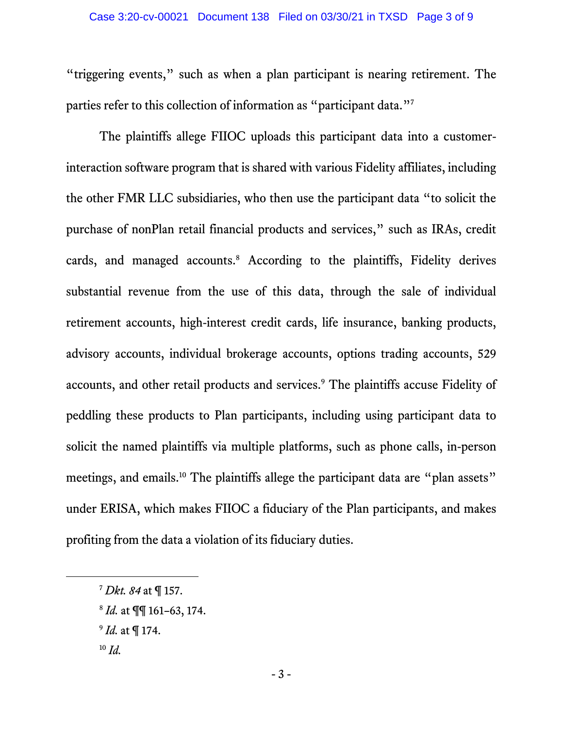"triggering events," such as when a plan participant is nearing retirement. The parties refer to this collection of information as "participant data."[7]

The plaintiffs allege FIIOC uploads this participant data into a customer-interaction software program that is shared with various Fidelity affiliates, including the other FMR LLC subsidiaries, who then use the participant data "to solicit the purchase of nonPlan retail financial products and services," such as IRAs, credit cards, and managed accounts.[8] According to the plaintiffs, Fidelity derives substantial revenue from the use of this data, through the sale of individual retirement accounts, high-interest credit cards, life insurance, banking products, advisory accounts, individual brokerage accounts, options trading accounts, 529 accounts, and other retail products and services.[9] The plaintiffs accuse Fidelity of peddling these products to Plan participants, including using participant data to solicit the named plaintiffs via multiple platforms, such as phone calls, in-person meetings, and emails.[10] The plaintiffs allege the participant data are "plan assets" under ERISA, which makes FIIOC a fiduciary of the Plan participants, and makes profiting from the data a violation of its fiduciary duties.

---

[7] *Dkt. 84* at ¶ 157.

[8] *Id.* at ¶¶ 161–63, 174.

[9] *Id.* at ¶ 174.

[10] *Id.*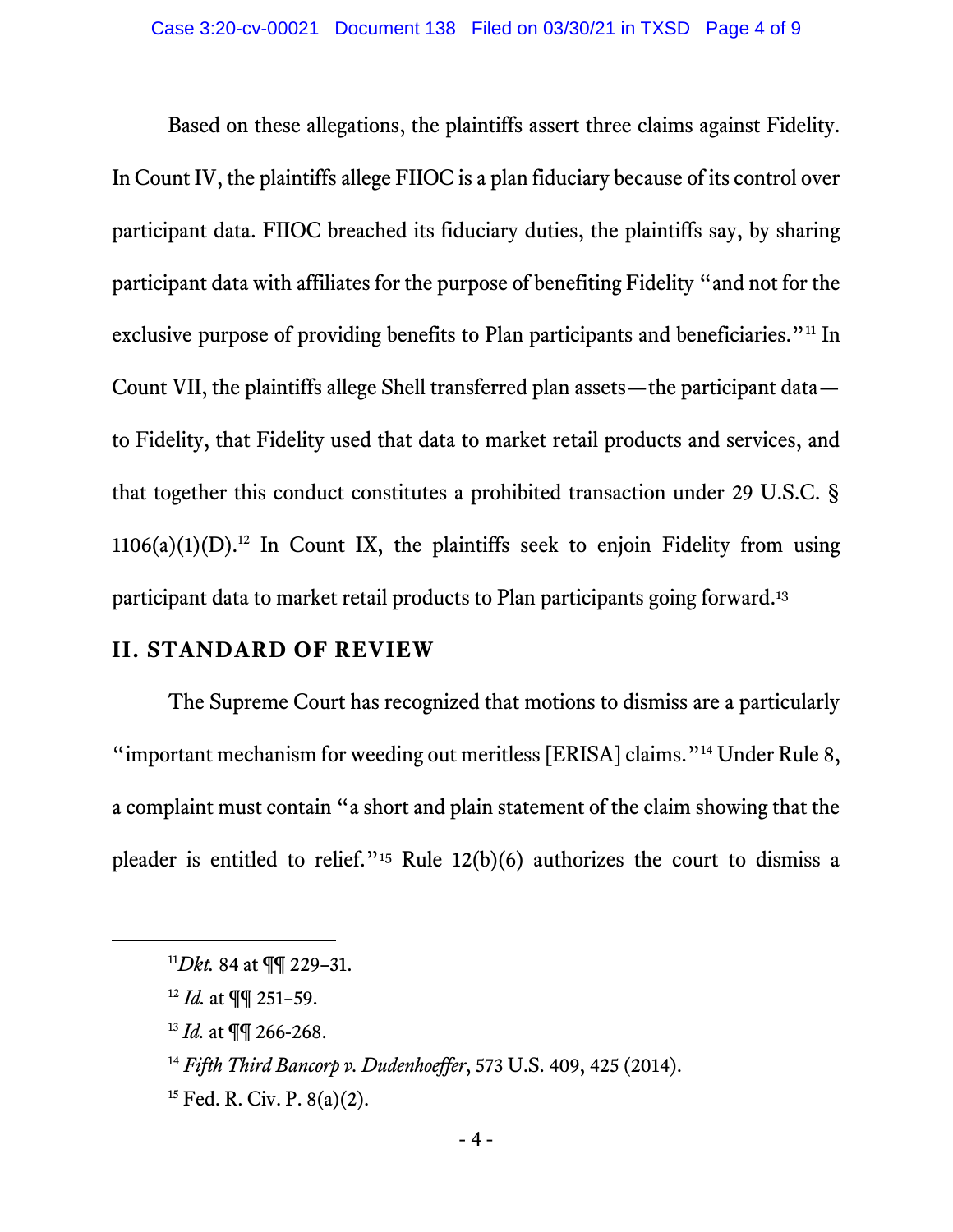Based on these allegations, the plaintiffs assert three claims against Fidelity. In Count IV, the plaintiffs allege FIIOC is a plan fiduciary because of its control over participant data. FIIOC breached its fiduciary duties, the plaintiffs say, by sharing participant data with affiliates for the purpose of benefiting Fidelity "and not for the exclusive purpose of providing benefits to Plan participants and beneficiaries."[11] In Count VII, the plaintiffs allege Shell transferred plan assets—the participant data—to Fidelity, that Fidelity used that data to market retail products and services, and that together this conduct constitutes a prohibited transaction under 29 U.S.C. § 1106(a)(1)(D).[12] In Count IX, the plaintiffs seek to enjoin Fidelity from using participant data to market retail products to Plan participants going forward.[13]

## II. STANDARD OF REVIEW

The Supreme Court has recognized that motions to dismiss are a particularly "important mechanism for weeding out meritless [ERISA] claims."[14] Under Rule 8, a complaint must contain "a short and plain statement of the claim showing that the pleader is entitled to relief."[15] Rule 12(b)(6) authorizes the court to dismiss a

---

[11] *Dkt.* 84 at ¶¶ 229–31.

[12] *Id.* at ¶¶ 251–59.

[13] *Id.* at ¶¶ 266-268.

[14] *Fifth Third Bancorp v. Dudenhoeffer*, 573 U.S. 409, 425 (2014).

[15] Fed. R. Civ. P. 8(a)(2).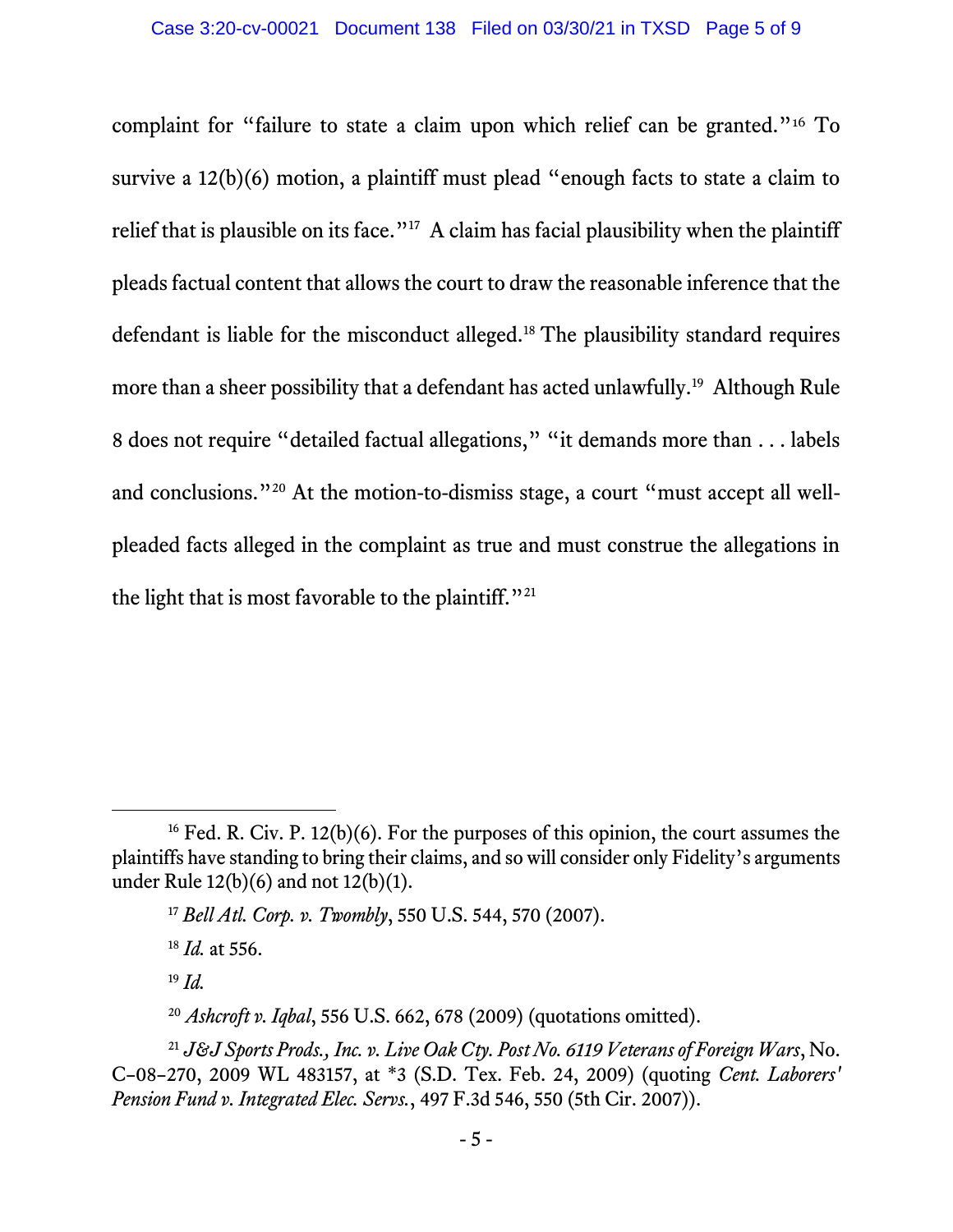complaint for "failure to state a claim upon which relief can be granted."[16] To survive a 12(b)(6) motion, a plaintiff must plead "enough facts to state a claim to relief that is plausible on its face."[17] A claim has facial plausibility when the plaintiff pleads factual content that allows the court to draw the reasonable inference that the defendant is liable for the misconduct alleged.[18] The plausibility standard requires more than a sheer possibility that a defendant has acted unlawfully.[19] Although Rule 8 does not require "detailed factual allegations," "it demands more than . . . labels and conclusions."[20] At the motion-to-dismiss stage, a court "must accept all well-pleaded facts alleged in the complaint as true and must construe the allegations in the light that is most favorable to the plaintiff."[21]

---

[16] Fed. R. Civ. P. 12(b)(6). For the purposes of this opinion, the court assumes the plaintiffs have standing to bring their claims, and so will consider only Fidelity's arguments under Rule 12(b)(6) and not 12(b)(1).

[17] *Bell Atl. Corp. v. Twombly*, 550 U.S. 544, 570 (2007).

[18] *Id.* at 556.

[19] *Id.*

[20] *Ashcroft v. Iqbal*, 556 U.S. 662, 678 (2009) (quotations omitted).

[21] *J&J Sports Prods., Inc. v. Live Oak Cty. Post No. 6119 Veterans of Foreign Wars*, No. C–08–270, 2009 WL 483157, at *3 (S.D. Tex. Feb. 24, 2009) (quoting *Cent. Laborers' Pension Fund v. Integrated Elec. Servs.*, 497 F.3d 546, 550 (5th Cir. 2007)).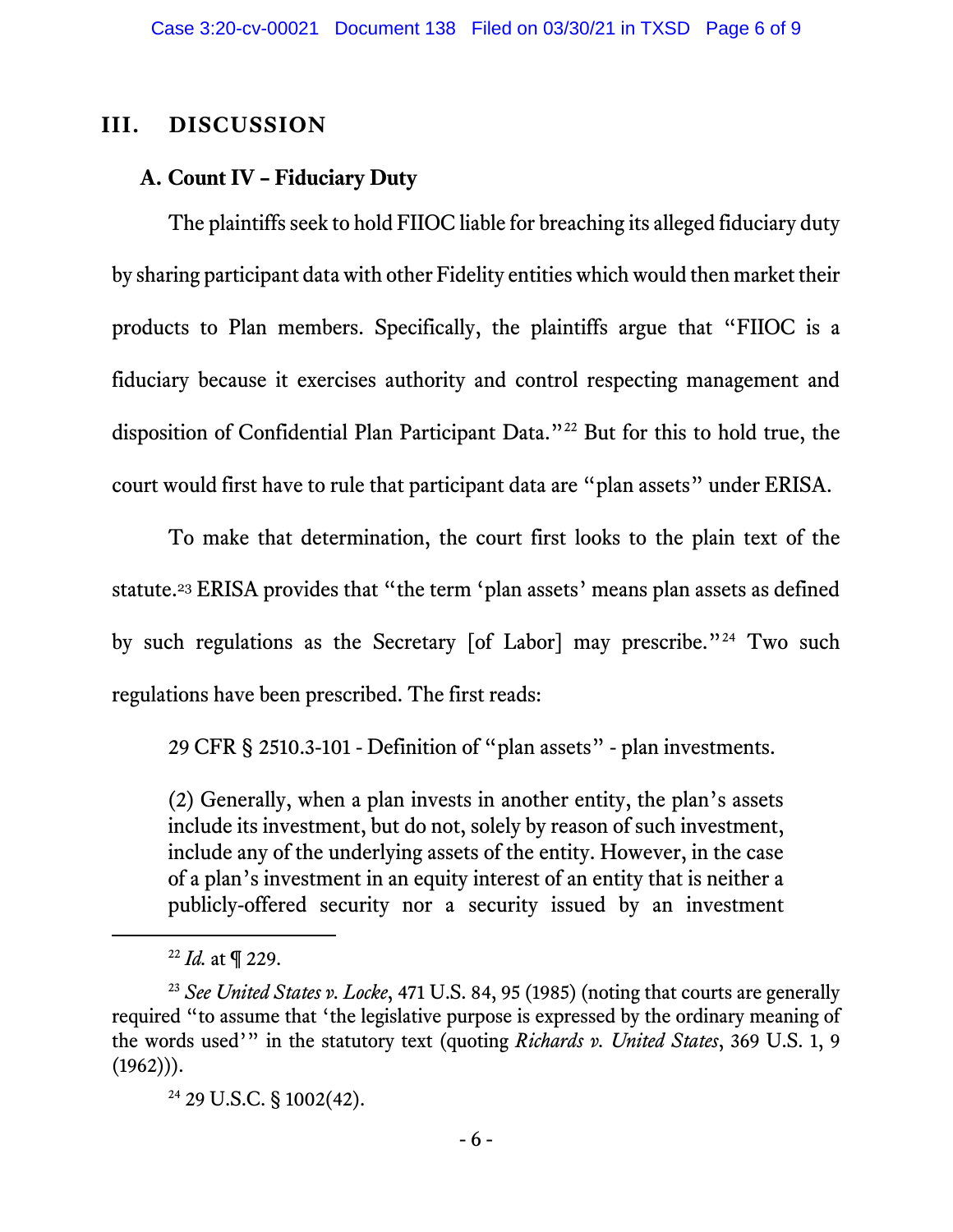## III. DISCUSSION

### A. Count IV – Fiduciary Duty

The plaintiffs seek to hold FIIOC liable for breaching its alleged fiduciary duty by sharing participant data with other Fidelity entities which would then market their products to Plan members. Specifically, the plaintiffs argue that "FIIOC is a fiduciary because it exercises authority and control respecting management and disposition of Confidential Plan Participant Data."[22] But for this to hold true, the court would first have to rule that participant data are "plan assets" under ERISA.

To make that determination, the court first looks to the plain text of the statute.[23] ERISA provides that "the term 'plan assets' means plan assets as defined by such regulations as the Secretary [of Labor] may prescribe."[24] Two such regulations have been prescribed. The first reads:

> 29 CFR § 2510.3-101 - Definition of "plan assets" - plan investments.
>
> (2) Generally, when a plan invests in another entity, the plan's assets include its investment, but do not, solely by reason of such investment, include any of the underlying assets of the entity. However, in the case of a plan's investment in an equity interest of an entity that is neither a publicly-offered security nor a security issued by an investment

---

[22] *Id.* at ¶ 229.

[23] *See United States v. Locke*, 471 U.S. 84, 95 (1985) (noting that courts are generally required "to assume that 'the legislative purpose is expressed by the ordinary meaning of the words used'" in the statutory text (quoting *Richards v. United States*, 369 U.S. 1, 9 (1962))).

[24] 29 U.S.C. § 1002(42).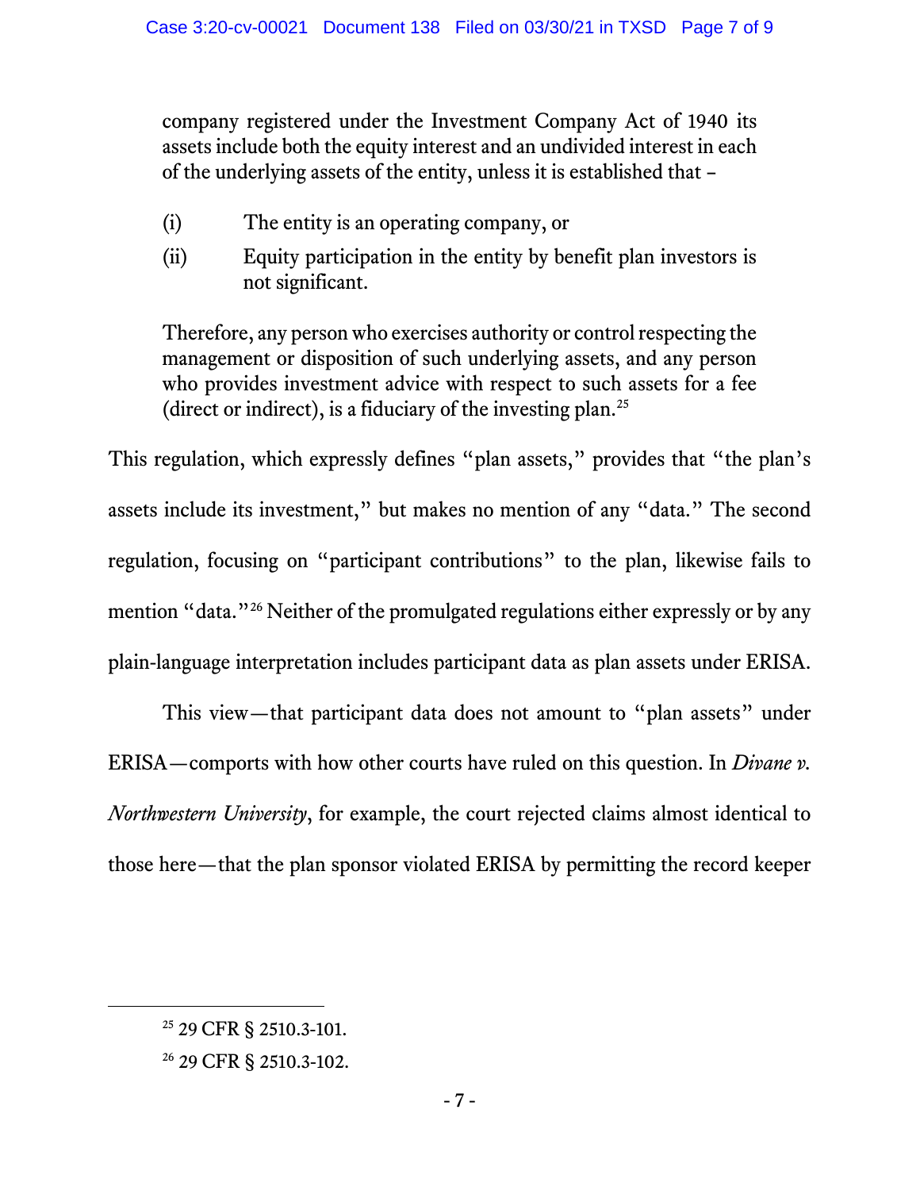> company registered under the Investment Company Act of 1940 its assets include both the equity interest and an undivided interest in each of the underlying assets of the entity, unless it is established that –
>
> (i) The entity is an operating company, or
>
> (ii) Equity participation in the entity by benefit plan investors is not significant.
>
> Therefore, any person who exercises authority or control respecting the management or disposition of such underlying assets, and any person who provides investment advice with respect to such assets for a fee (direct or indirect), is a fiduciary of the investing plan.[25]

This regulation, which expressly defines "plan assets," provides that "the plan's assets include its investment," but makes no mention of any "data." The second regulation, focusing on "participant contributions" to the plan, likewise fails to mention "data."[26] Neither of the promulgated regulations either expressly or by any plain-language interpretation includes participant data as plan assets under ERISA.

This view—that participant data does not amount to "plan assets" under ERISA—comports with how other courts have ruled on this question. In *Divane v. Northwestern University*, for example, the court rejected claims almost identical to those here—that the plan sponsor violated ERISA by permitting the record keeper

---

[25] 29 CFR § 2510.3-101.

[26] 29 CFR § 2510.3-102.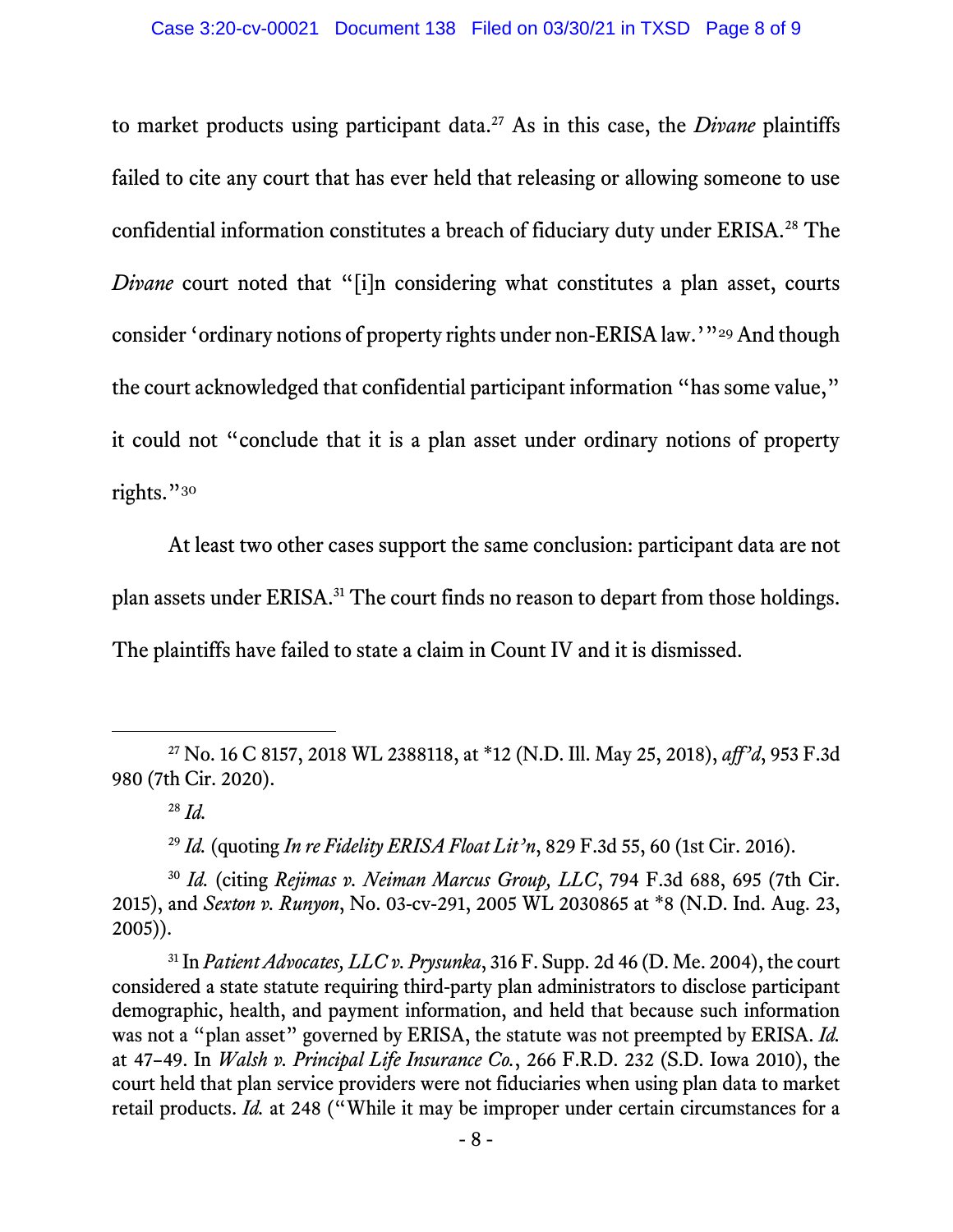to market products using participant data.[27] As in this case, the *Divane* plaintiffs failed to cite any court that has ever held that releasing or allowing someone to use confidential information constitutes a breach of fiduciary duty under ERISA.[28] The *Divane* court noted that "[i]n considering what constitutes a plan asset, courts consider 'ordinary notions of property rights under non-ERISA law.'"[29] And though the court acknowledged that confidential participant information "has some value," it could not "conclude that it is a plan asset under ordinary notions of property rights."[30]

At least two other cases support the same conclusion: participant data are not plan assets under ERISA.[31] The court finds no reason to depart from those holdings. The plaintiffs have failed to state a claim in Count IV and it is dismissed.

---

[27] No. 16 C 8157, 2018 WL 2388118, at *12 (N.D. Ill. May 25, 2018), *aff'd*, 953 F.3d 980 (7th Cir. 2020).

[28] *Id.*

[29] *Id.* (quoting *In re Fidelity ERISA Float Lit'n*, 829 F.3d 55, 60 (1st Cir. 2016).

[30] *Id.* (citing *Rejimas v. Neiman Marcus Group, LLC*, 794 F.3d 688, 695 (7th Cir. 2015), and *Sexton v. Runyon*, No. 03-cv-291, 2005 WL 2030865 at *8 (N.D. Ind. Aug. 23, 2005)).

[31] In *Patient Advocates, LLC v. Prysunka*, 316 F. Supp. 2d 46 (D. Me. 2004), the court considered a state statute requiring third-party plan administrators to disclose participant demographic, health, and payment information, and held that because such information was not a "plan asset" governed by ERISA, the statute was not preempted by ERISA. *Id.* at 47–49. In *Walsh v. Principal Life Insurance Co.*, 266 F.R.D. 232 (S.D. Iowa 2010), the court held that plan service providers were not fiduciaries when using plan data to market retail products. *Id.* at 248 ("While it may be improper under certain circumstances for a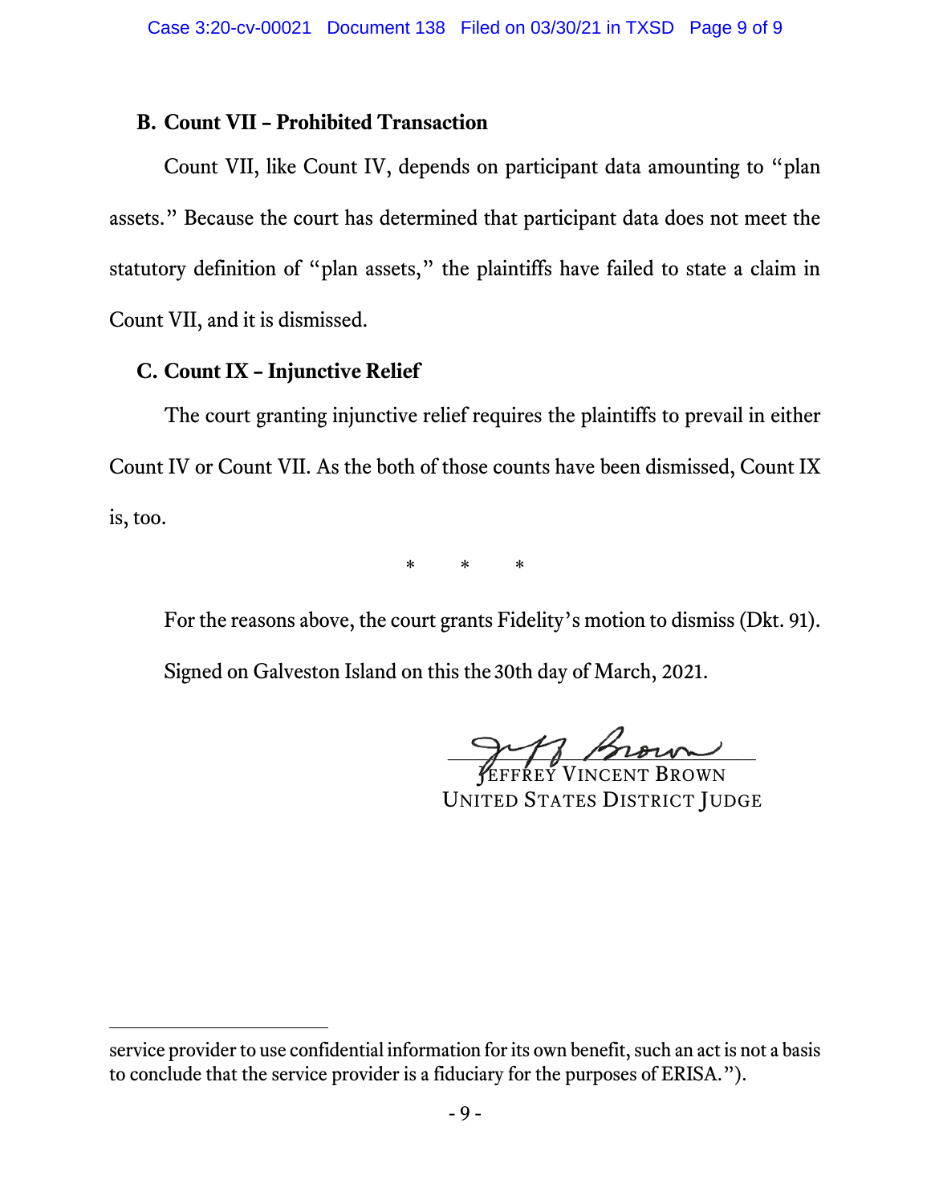### B. Count VII – Prohibited Transaction

Count VII, like Count IV, depends on participant data amounting to "plan assets." Because the court has determined that participant data does not meet the statutory definition of "plan assets," the plaintiffs have failed to state a claim in Count VII, and it is dismissed.

### C. Count IX – Injunctive Relief

The court granting injunctive relief requires the plaintiffs to prevail in either Count IV or Count VII. As the both of those counts have been dismissed, Count IX is, too.

\* \* \*

For the reasons above, the court grants Fidelity's motion to dismiss (Dkt. 91).

Signed on Galveston Island on this the 30th day of March, 2021.

JEFFREY VINCENT BROWN
UNITED STATES DISTRICT JUDGE

---

service provider to use confidential information for its own benefit, such an act is not a basis to conclude that the service provider is a fiduciary for the purposes of ERISA.").